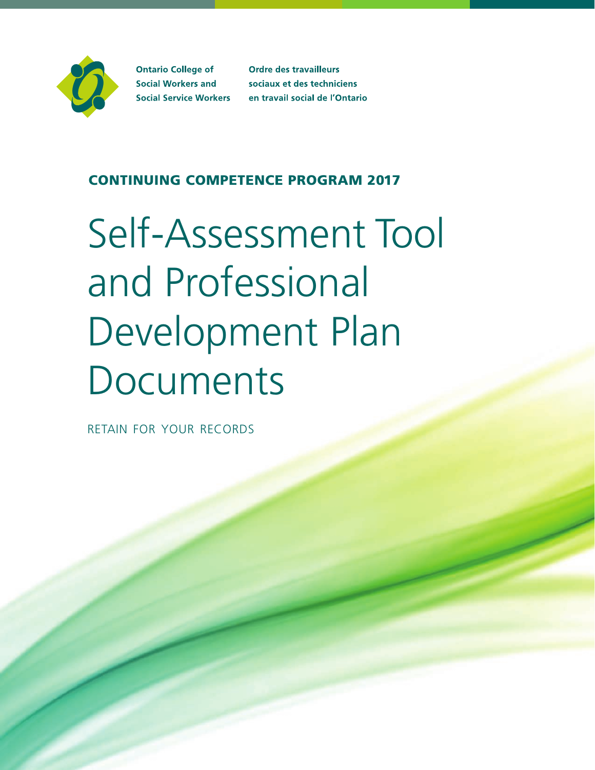Ontario College of Social Workers and Social Service Workers

Ordre des travailleurs sociaux et des techniciens en travail social de l'Ontario

## CONTINUING COMPETENCE PROGRAM 2017

# Self-Assessment Tool and Professional Development Plan Documents

RETAIN FOR YOUR RECORDS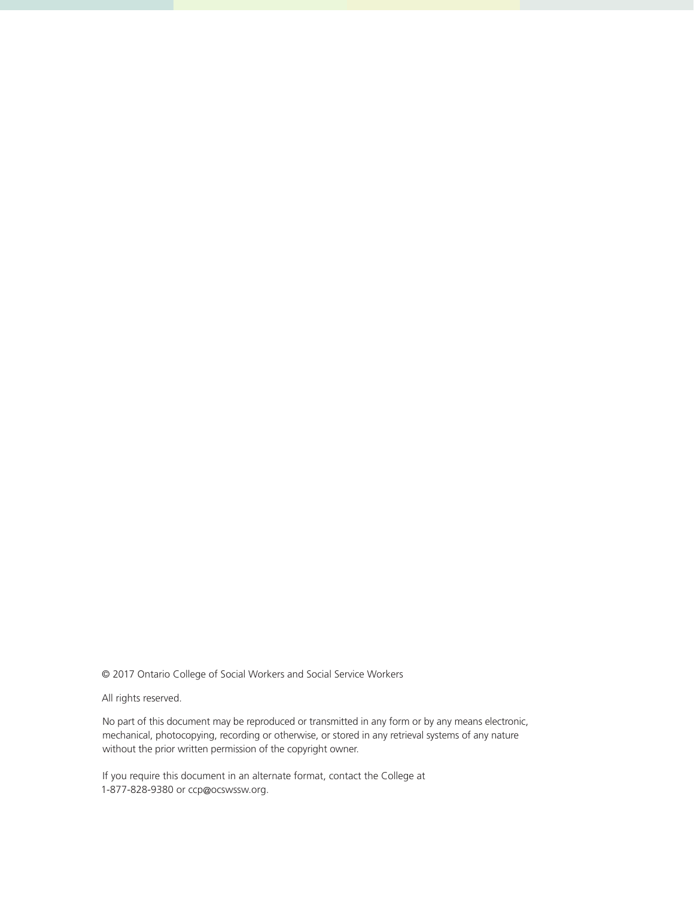© 2017 Ontario College of Social Workers and Social Service Workers

All rights reserved.

No part of this document may be reproduced or transmitted in any form or by any means electronic, mechanical, photocopying, recording or otherwise, or stored in any retrieval systems of any nature without the prior written permission of the copyright owner.

If you require this document in an alternate format, contact the College at 1-877-828-9380 or ccp@ocswssw.org.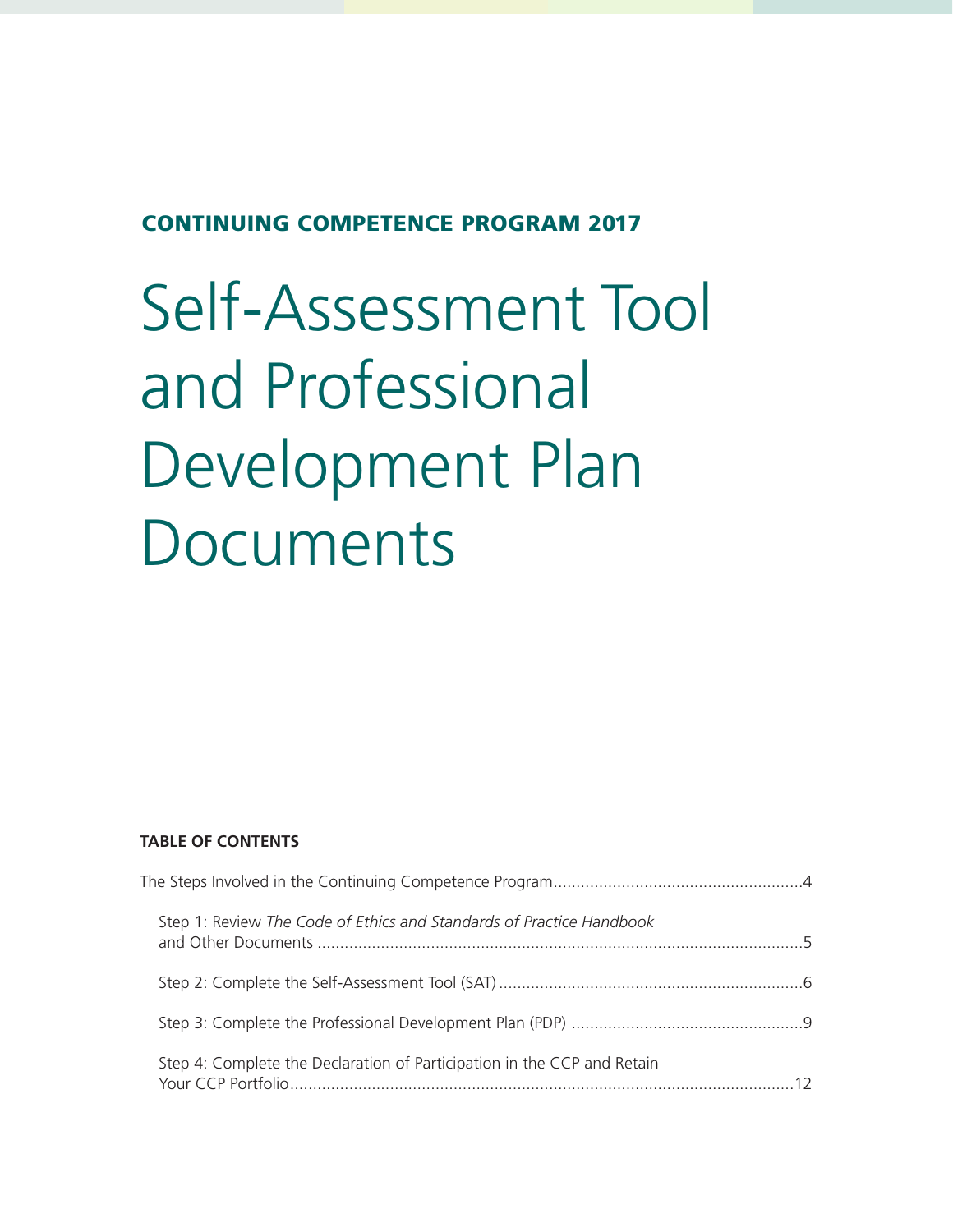**CONTINUING COMPETENCE PROGRAM 2017**

# Self-Assessment Tool and Professional Development Plan Documents

**TABLE OF CONTENTS**

The Steps Involved in the Continuing Competence Program....................................................4

- Step 1: Review *The Code of Ethics and Standards of Practice Handbook* and Other Documents ........................................................................................................5
- Step 2: Complete the Self-Assessment Tool (SAT) .................................................................6
- Step 3: Complete the Professional Development Plan (PDP) .................................................9
- Step 4: Complete the Declaration of Participation in the CCP and Retain Your CCP Portfolio...........................................................................................................12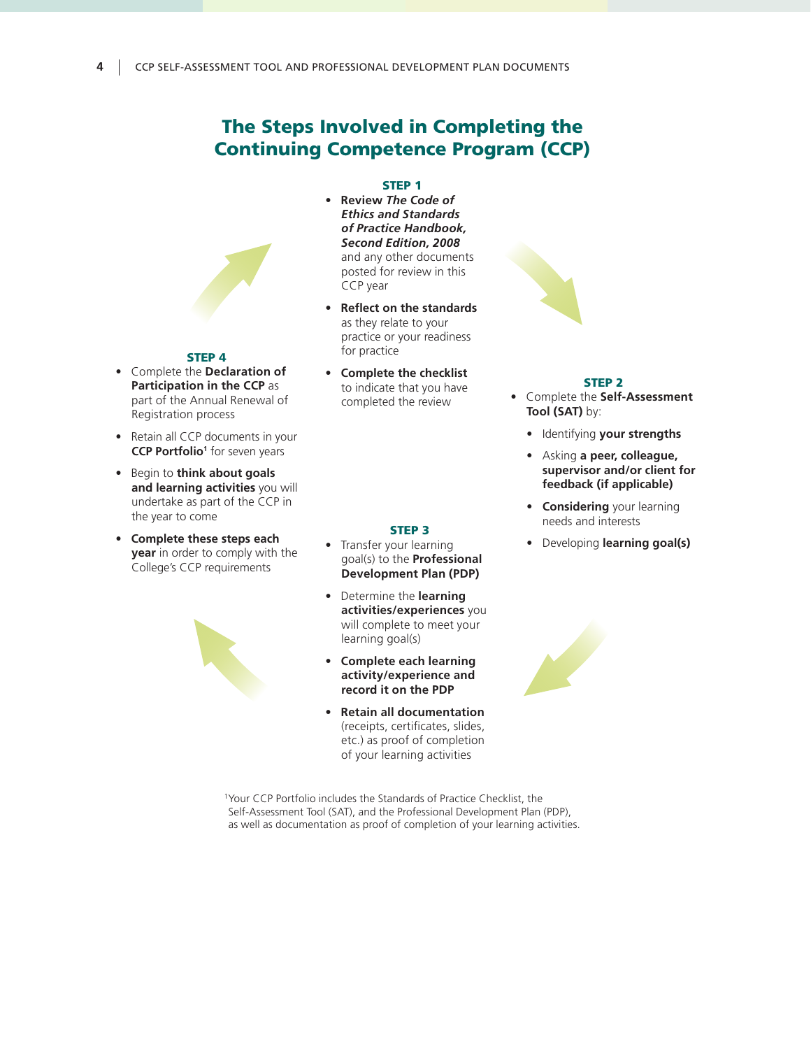# The Steps Involved in Completing the Continuing Competence Program (CCP)

### STEP 1

- **Review *The Code of Ethics and Standards of Practice Handbook, Second Edition, 2008*** and any other documents posted for review in this CCP year
- **Reflect on the standards** as they relate to your practice or your readiness for practice
- **Complete the checklist** to indicate that you have completed the review

### STEP 2

- Complete the **Self-Assessment Tool (SAT)** by:
  - Identifying **your strengths**
  - Asking **a peer, colleague, supervisor and/or client for feedback (if applicable)**
  - **Considering** your learning needs and interests
  - Developing **learning goal(s)**

### STEP 3

- Transfer your learning goal(s) to the **Professional Development Plan (PDP)**
- Determine the **learning activities/experiences** you will complete to meet your learning goal(s)
- **Complete each learning activity/experience and record it on the PDP**
- **Retain all documentation** (receipts, certificates, slides, etc.) as proof of completion of your learning activities

### STEP 4

- Complete the **Declaration of Participation in the CCP** as part of the Annual Renewal of Registration process
- Retain all CCP documents in your **CCP Portfolio**[1] for seven years
- Begin to **think about goals and learning activities** you will undertake as part of the CCP in the year to come
- **Complete these steps each year** in order to comply with the College's CCP requirements

[1]Your CCP Portfolio includes the Standards of Practice Checklist, the Self-Assessment Tool (SAT), and the Professional Development Plan (PDP), as well as documentation as proof of completion of your learning activities.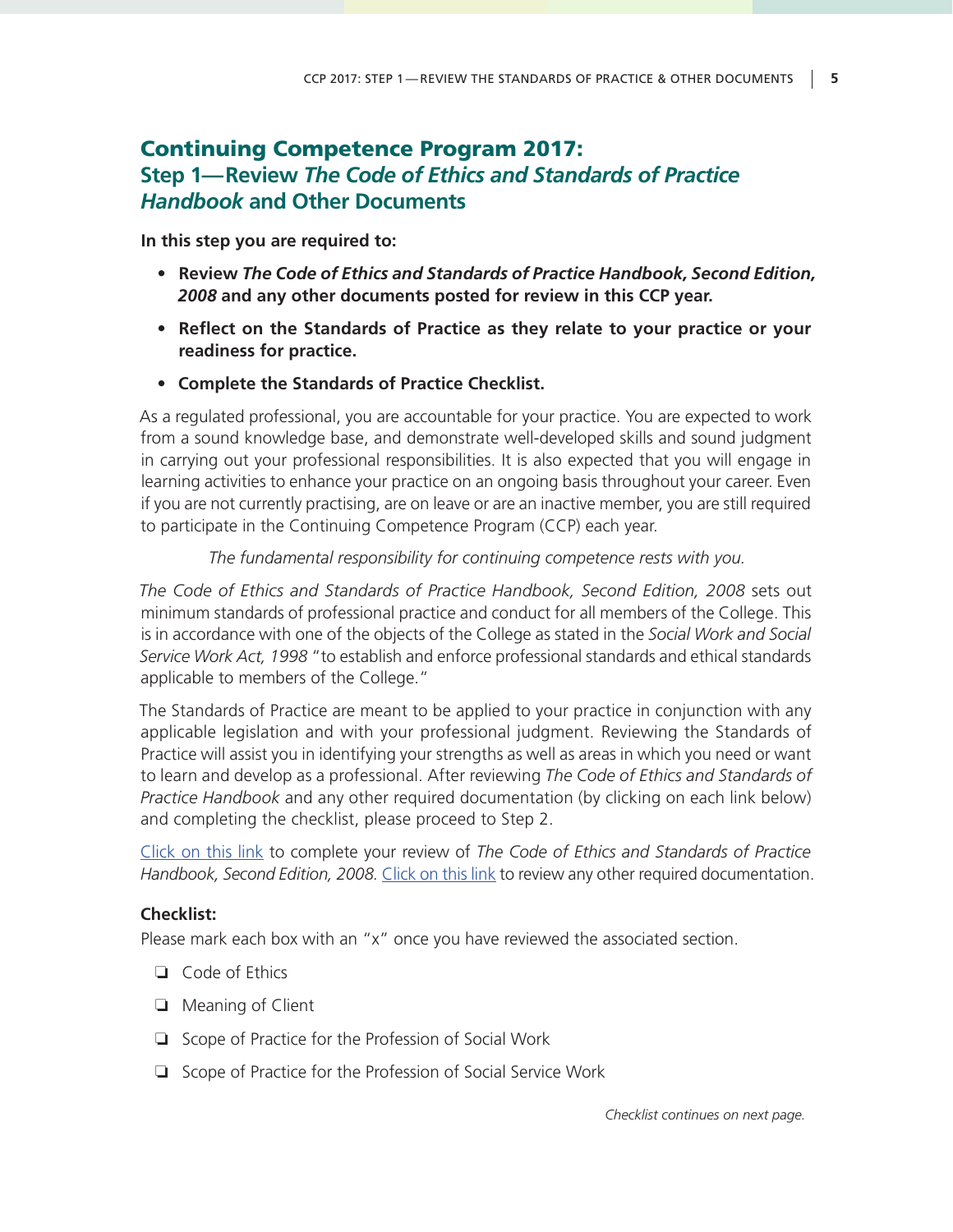# Continuing Competence Program 2017:
## Step 1—Review *The Code of Ethics and Standards of Practice Handbook* and Other Documents

**In this step you are required to:**

- **Review *The Code of Ethics and Standards of Practice Handbook, Second Edition, 2008* and any other documents posted for review in this CCP year.**
- **Reflect on the Standards of Practice as they relate to your practice or your readiness for practice.**
- **Complete the Standards of Practice Checklist.**

As a regulated professional, you are accountable for your practice. You are expected to work from a sound knowledge base, and demonstrate well-developed skills and sound judgment in carrying out your professional responsibilities. It is also expected that you will engage in learning activities to enhance your practice on an ongoing basis throughout your career. Even if you are not currently practising, are on leave or are an inactive member, you are still required to participate in the Continuing Competence Program (CCP) each year.

*The fundamental responsibility for continuing competence rests with you.*

*The Code of Ethics and Standards of Practice Handbook, Second Edition, 2008* sets out minimum standards of professional practice and conduct for all members of the College. This is in accordance with one of the objects of the College as stated in the *Social Work and Social Service Work Act, 1998* "to establish and enforce professional standards and ethical standards applicable to members of the College."

The Standards of Practice are meant to be applied to your practice in conjunction with any applicable legislation and with your professional judgment. Reviewing the Standards of Practice will assist you in identifying your strengths as well as areas in which you need or want to learn and develop as a professional. After reviewing *The Code of Ethics and Standards of Practice Handbook* and any other required documentation (by clicking on each link below) and completing the checklist, please proceed to Step 2.

Click on this link to complete your review of *The Code of Ethics and Standards of Practice Handbook, Second Edition, 2008.* Click on this link to review any other required documentation.

**Checklist:**

Please mark each box with an "x" once you have reviewed the associated section.

- ❏ Code of Ethics
- ❏ Meaning of Client
- ❏ Scope of Practice for the Profession of Social Work
- ❏ Scope of Practice for the Profession of Social Service Work

*Checklist continues on next page.*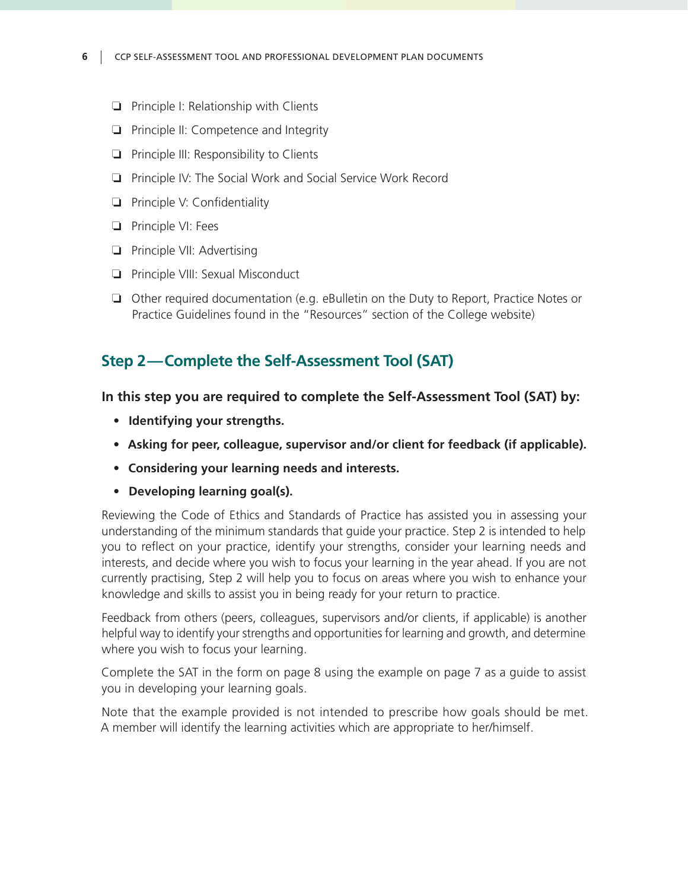- ❑ Principle I: Relationship with Clients
- ❑ Principle II: Competence and Integrity
- ❑ Principle III: Responsibility to Clients
- ❑ Principle IV: The Social Work and Social Service Work Record
- ❑ Principle V: Confidentiality
- ❑ Principle VI: Fees
- ❑ Principle VII: Advertising
- ❑ Principle VIII: Sexual Misconduct
- ❑ Other required documentation (e.g. eBulletin on the Duty to Report, Practice Notes or Practice Guidelines found in the "Resources" section of the College website)

## Step 2—Complete the Self-Assessment Tool (SAT)

**In this step you are required to complete the Self-Assessment Tool (SAT) by:**

- **Identifying your strengths.**
- **Asking for peer, colleague, supervisor and/or client for feedback (if applicable).**
- **Considering your learning needs and interests.**
- **Developing learning goal(s).**

Reviewing the Code of Ethics and Standards of Practice has assisted you in assessing your understanding of the minimum standards that guide your practice. Step 2 is intended to help you to reflect on your practice, identify your strengths, consider your learning needs and interests, and decide where you wish to focus your learning in the year ahead. If you are not currently practising, Step 2 will help you to focus on areas where you wish to enhance your knowledge and skills to assist you in being ready for your return to practice.

Feedback from others (peers, colleagues, supervisors and/or clients, if applicable) is another helpful way to identify your strengths and opportunities for learning and growth, and determine where you wish to focus your learning.

Complete the SAT in the form on page 8 using the example on page 7 as a guide to assist you in developing your learning goals.

Note that the example provided is not intended to prescribe how goals should be met. A member will identify the learning activities which are appropriate to her/himself.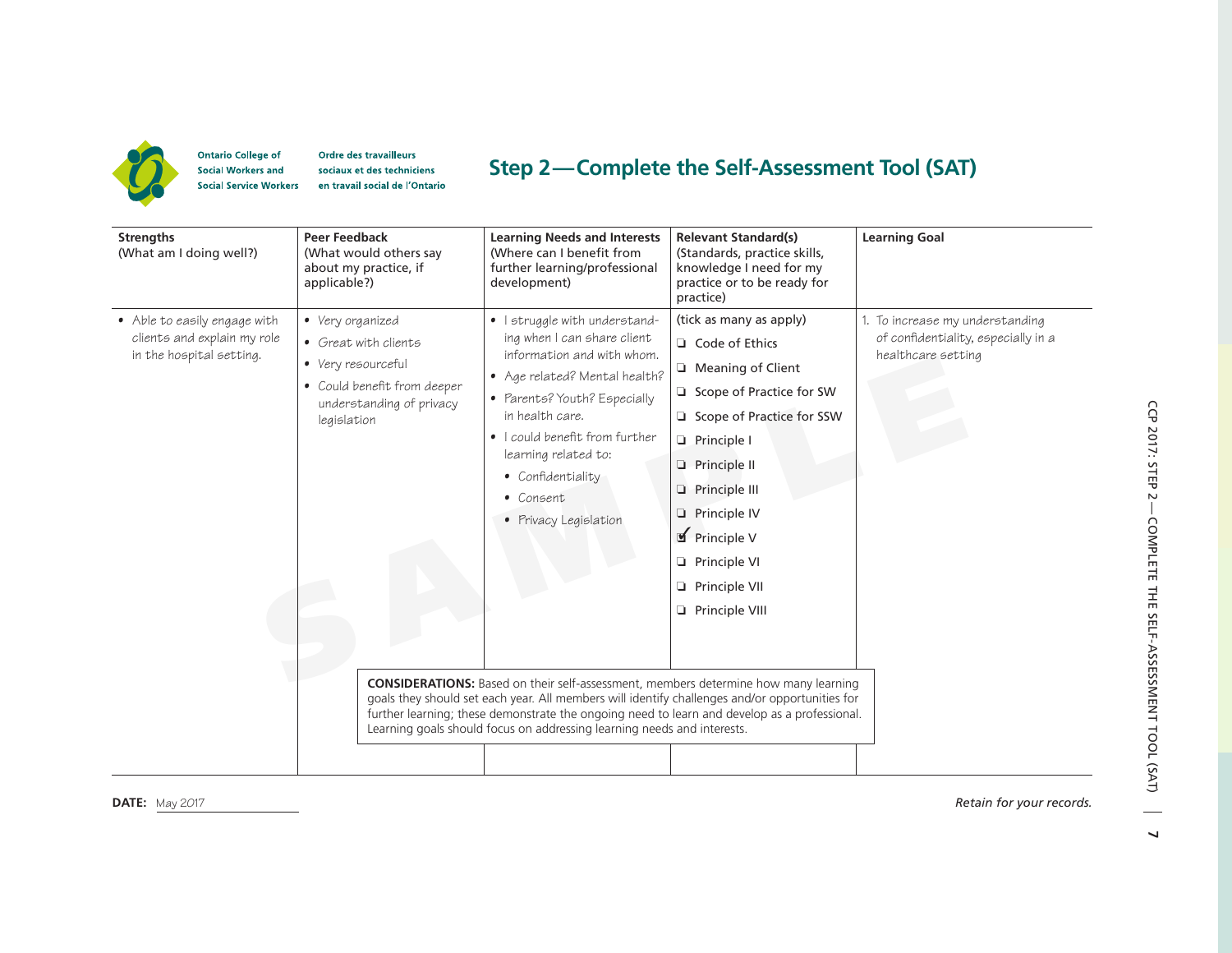Ontario College of Social Workers and Social Service Workers

Ordre des travailleurs sociaux et des techniciens en travail social de l'Ontario

# Step 2—Complete the Self-Assessment Tool (SAT)

| Strengths (What am I doing well?) | Peer Feedback (What would others say about my practice, if applicable?) | Learning Needs and Interests (Where can I benefit from further learning/professional development) | Relevant Standard(s) (Standards, practice skills, knowledge I need for my practice or to be ready for practice) | Learning Goal |
|---|---|---|---|---|
| • Able to easily engage with clients and explain my role in the hospital setting. | • Very organized<br>• Great with clients<br>• Very resourceful<br>• Could benefit from deeper understanding of privacy legislation | • I struggle with understanding when I can share client information and with whom.<br>• Age related? Mental health?<br>• Parents? Youth? Especially in health care.<br>• I could benefit from further learning related to:<br>  • Confidentiality<br>  • Consent<br>  • Privacy Legislation | (tick as many as apply)<br>☐ Code of Ethics<br>☐ Meaning of Client<br>☐ Scope of Practice for SW<br>☐ Scope of Practice for SSW<br>☐ Principle I<br>☐ Principle II<br>☐ Principle III<br>☐ Principle IV<br>☑ Principle V<br>☐ Principle VI<br>☐ Principle VII<br>☐ Principle VIII | 1. To increase my understanding of confidentiality, especially in a healthcare setting |

**CONSIDERATIONS:** Based on their self-assessment, members determine how many learning goals they should set each year. All members will identify challenges and/or opportunities for further learning; these demonstrate the ongoing need to learn and develop as a professional. Learning goals should focus on addressing learning needs and interests.

**DATE:** May 2017

*Retain for your records.*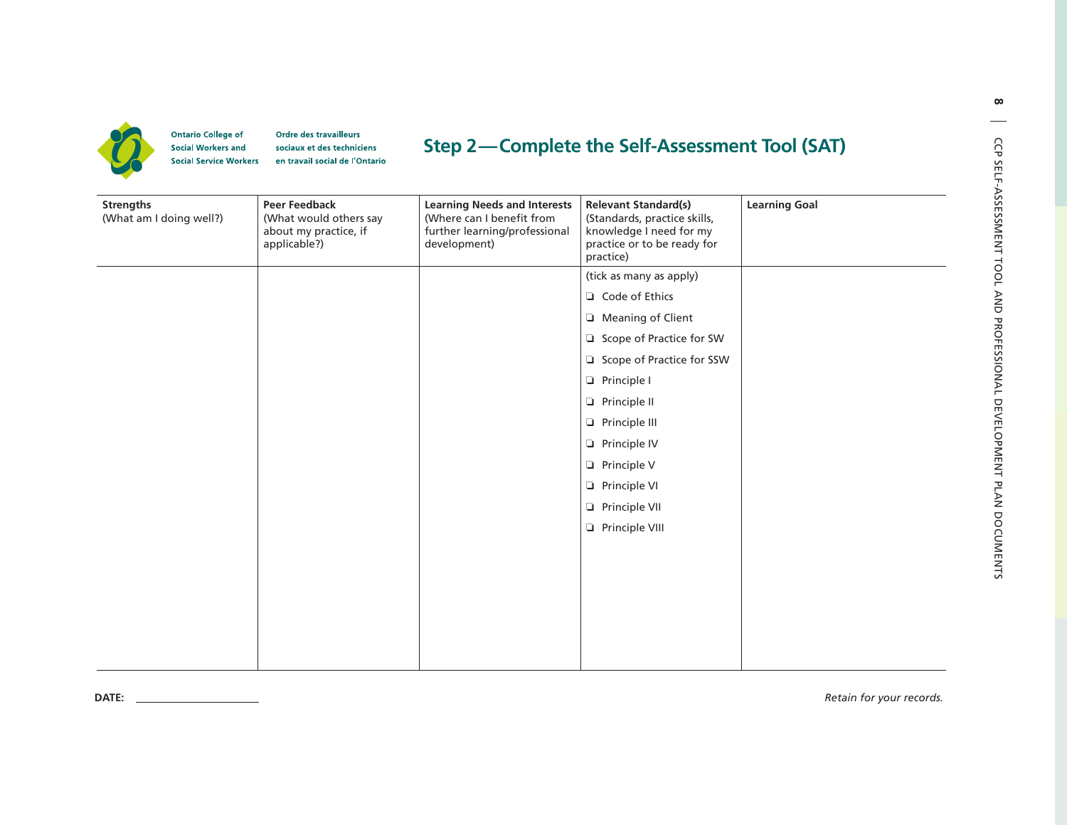Ontario College of Social Workers and Social Service Workers

Ordre des travailleurs sociaux et des techniciens en travail social de l'Ontario

## Step 2—Complete the Self-Assessment Tool (SAT)

| **Strengths** (What am I doing well?) | **Peer Feedback** (What would others say about my practice, if applicable?) | **Learning Needs and Interests** (Where can I benefit from further learning/professional development) | **Relevant Standard(s)** (Standards, practice skills, knowledge I need for my practice or to be ready for practice) | **Learning Goal** |
| --- | --- | --- | --- | --- |
| | | | (tick as many as apply)<br>❑ Code of Ethics<br>❑ Meaning of Client<br>❑ Scope of Practice for SW<br>❑ Scope of Practice for SSW<br>❑ Principle I<br>❑ Principle II<br>❑ Principle III<br>❑ Principle IV<br>❑ Principle V<br>❑ Principle VI<br>❑ Principle VII<br>❑ Principle VIII | |

**DATE:** ____________________

*Retain for your records.*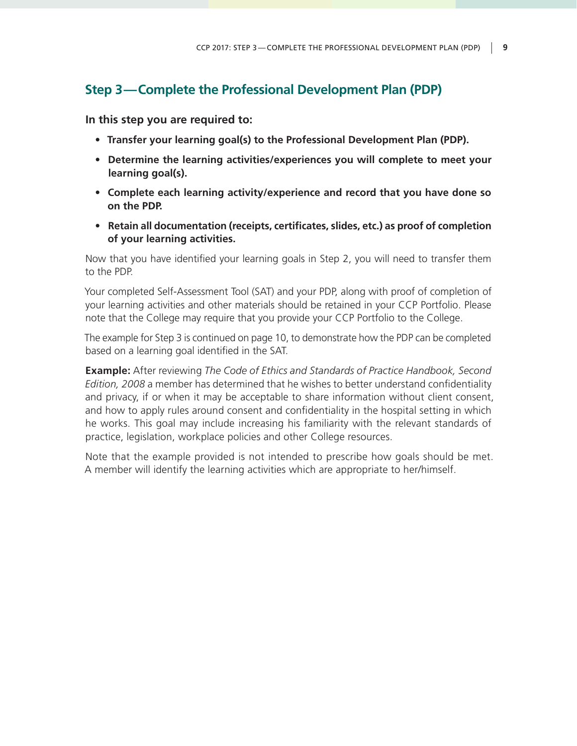## Step 3 — Complete the Professional Development Plan (PDP)

**In this step you are required to:**

- **Transfer your learning goal(s) to the Professional Development Plan (PDP).**
- **Determine the learning activities/experiences you will complete to meet your learning goal(s).**
- **Complete each learning activity/experience and record that you have done so on the PDP.**
- **Retain all documentation (receipts, certificates, slides, etc.) as proof of completion of your learning activities.**

Now that you have identified your learning goals in Step 2, you will need to transfer them to the PDP.

Your completed Self-Assessment Tool (SAT) and your PDP, along with proof of completion of your learning activities and other materials should be retained in your CCP Portfolio. Please note that the College may require that you provide your CCP Portfolio to the College.

The example for Step 3 is continued on page 10, to demonstrate how the PDP can be completed based on a learning goal identified in the SAT.

**Example:** After reviewing *The Code of Ethics and Standards of Practice Handbook, Second Edition, 2008* a member has determined that he wishes to better understand confidentiality and privacy, if or when it may be acceptable to share information without client consent, and how to apply rules around consent and confidentiality in the hospital setting in which he works. This goal may include increasing his familiarity with the relevant standards of practice, legislation, workplace policies and other College resources.

Note that the example provided is not intended to prescribe how goals should be met. A member will identify the learning activities which are appropriate to her/himself.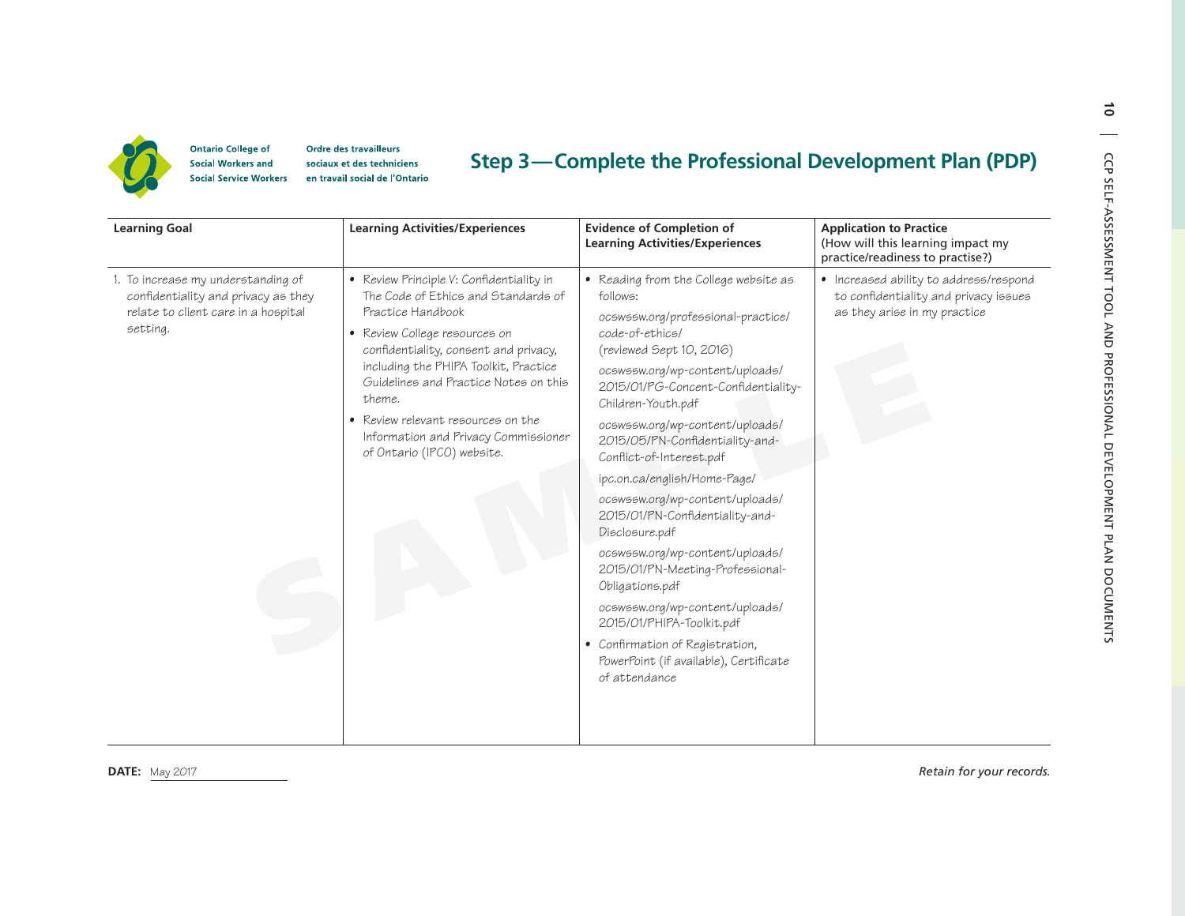Ontario College of Social Workers and Social Service Workers

Ordre des travailleurs sociaux et des techniciens en travail social de l'Ontario

# Step 3 — Complete the Professional Development Plan (PDP)

| Learning Goal | Learning Activities/Experiences | Evidence of Completion of Learning Activities/Experiences | Application to Practice (How will this learning impact my practice/readiness to practise?) |
|---|---|---|---|
| 1. To increase my understanding of confidentiality and privacy as they relate to client care in a hospital setting. | • Review Principle V: Confidentiality in The Code of Ethics and Standards of Practice Handbook<br>• Review College resources on confidentiality, consent and privacy, including the PHIPA Toolkit, Practice Guidelines and Practice Notes on this theme.<br>• Review relevant resources on the Information and Privacy Commissioner of Ontario (IPCO) website. | • Reading from the College website as follows:<br>ocswssw.org/professional-practice/code-of-ethics/ (reviewed Sept 10, 2016)<br>ocswssw.org/wp-content/uploads/2015/01/PG-Concent-Confidentiality-Children-Youth.pdf<br>ocswssw.org/wp-content/uploads/2015/05/PN-Confidentiality-and-Conflict-of-Interest.pdf<br>ipc.on.ca/english/Home-Page/<br>ocswssw.org/wp-content/uploads/2015/01/PN-Confidentiality-and-Disclosure.pdf<br>ocswssw.org/wp-content/uploads/2015/01/PN-Meeting-Professional-Obligations.pdf<br>ocswssw.org/wp-content/uploads/2015/01/PHIPA-Toolkit.pdf<br>• Confirmation of Registration, PowerPoint (if available), Certificate of attendance | • Increased ability to address/respond to confidentiality and privacy issues as they arise in my practice |

**DATE:** May 2017

*Retain for your records.*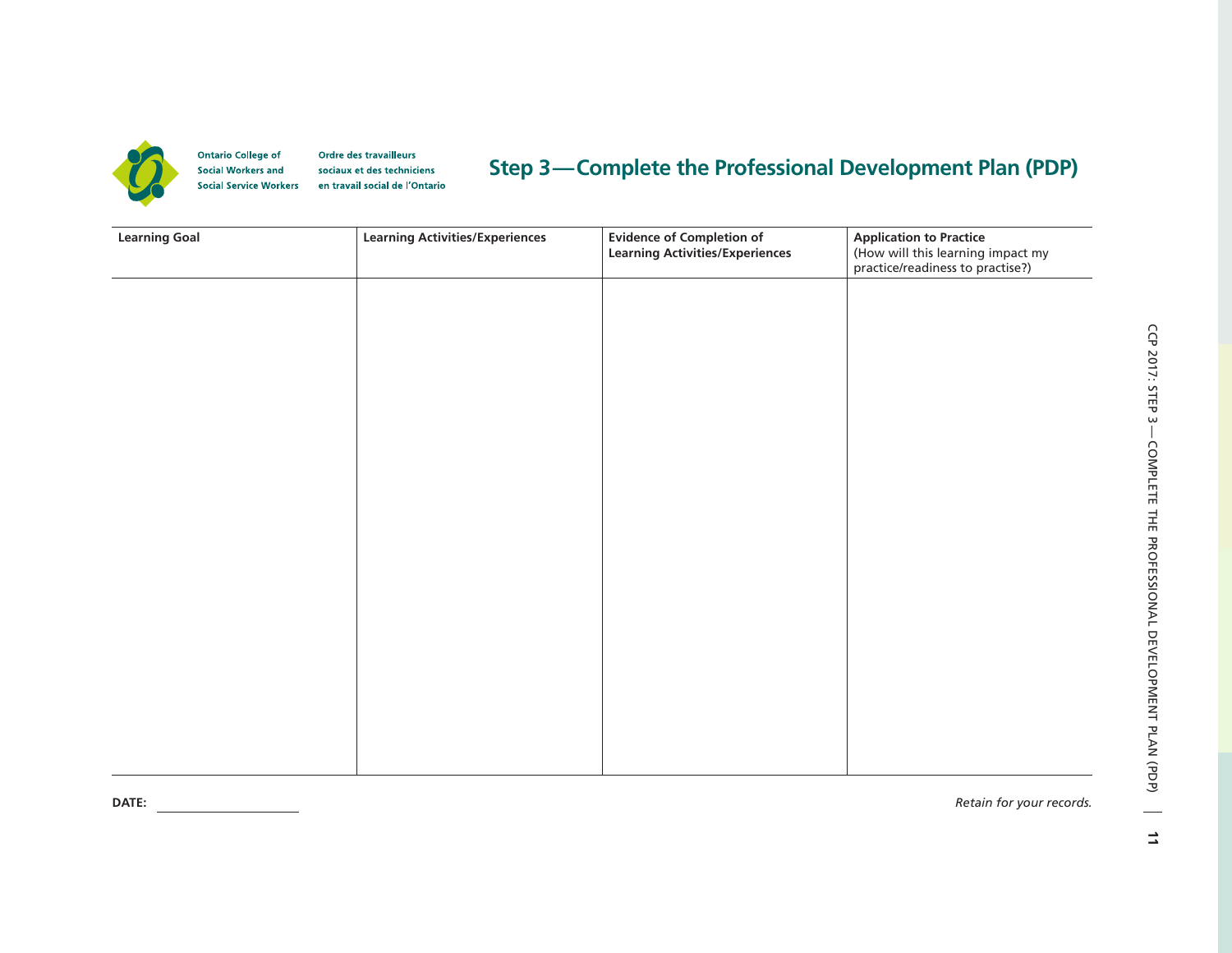Ontario College of Social Workers and Social Service Workers

Ordre des travailleurs sociaux et des techniciens en travail social de l'Ontario

# Step 3—Complete the Professional Development Plan (PDP)

| Learning Goal | Learning Activities/Experiences | Evidence of Completion of Learning Activities/Experiences | Application to Practice (How will this learning impact my practice/readiness to practise?) |
| --- | --- | --- | --- |
| | | | |

**DATE:** ____________________

*Retain for your records.*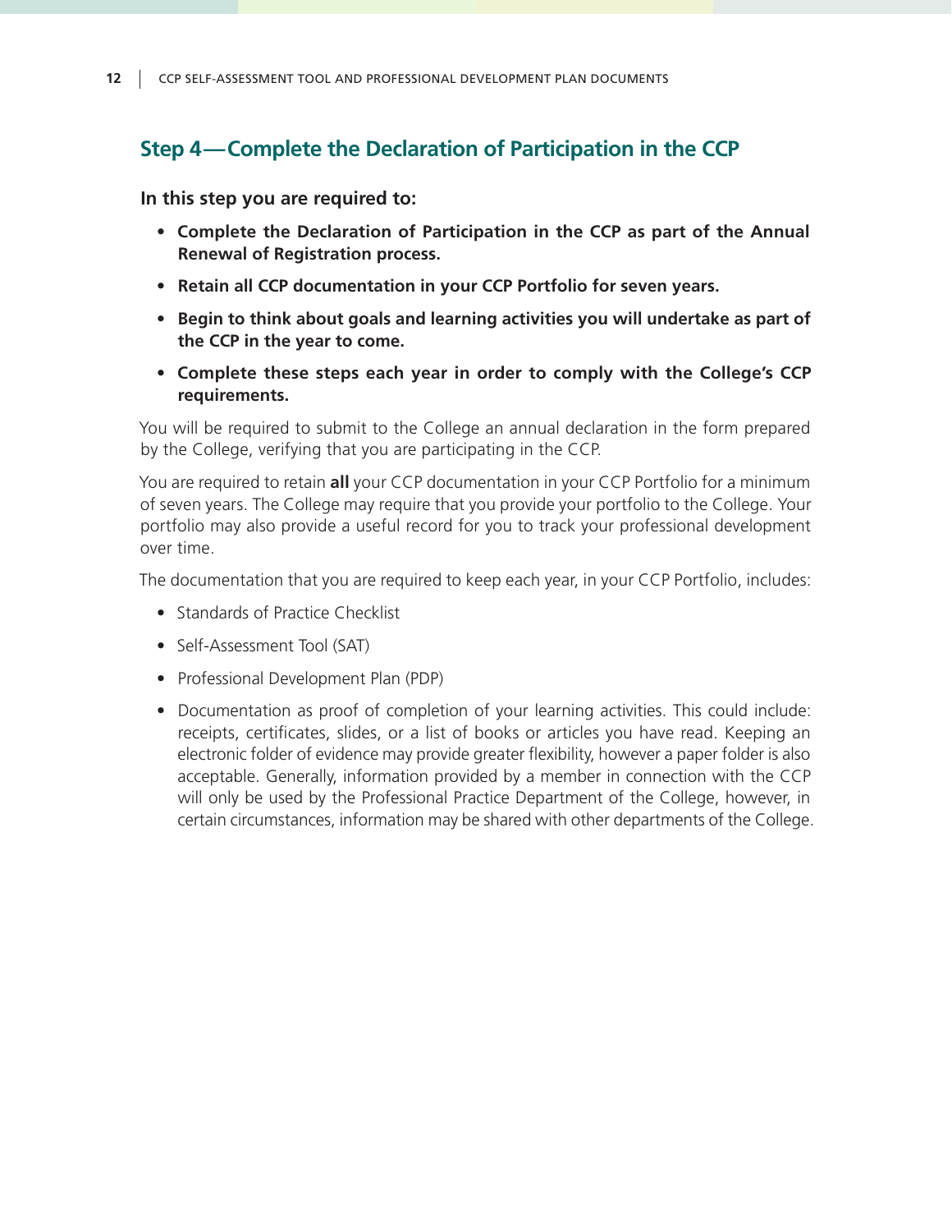## Step 4—Complete the Declaration of Participation in the CCP

**In this step you are required to:**

- **Complete the Declaration of Participation in the CCP as part of the Annual Renewal of Registration process.**
- **Retain all CCP documentation in your CCP Portfolio for seven years.**
- **Begin to think about goals and learning activities you will undertake as part of the CCP in the year to come.**
- **Complete these steps each year in order to comply with the College's CCP requirements.**

You will be required to submit to the College an annual declaration in the form prepared by the College, verifying that you are participating in the CCP.

You are required to retain **all** your CCP documentation in your CCP Portfolio for a minimum of seven years. The College may require that you provide your portfolio to the College. Your portfolio may also provide a useful record for you to track your professional development over time.

The documentation that you are required to keep each year, in your CCP Portfolio, includes:

- Standards of Practice Checklist
- Self-Assessment Tool (SAT)
- Professional Development Plan (PDP)
- Documentation as proof of completion of your learning activities. This could include: receipts, certificates, slides, or a list of books or articles you have read. Keeping an electronic folder of evidence may provide greater flexibility, however a paper folder is also acceptable. Generally, information provided by a member in connection with the CCP will only be used by the Professional Practice Department of the College, however, in certain circumstances, information may be shared with other departments of the College.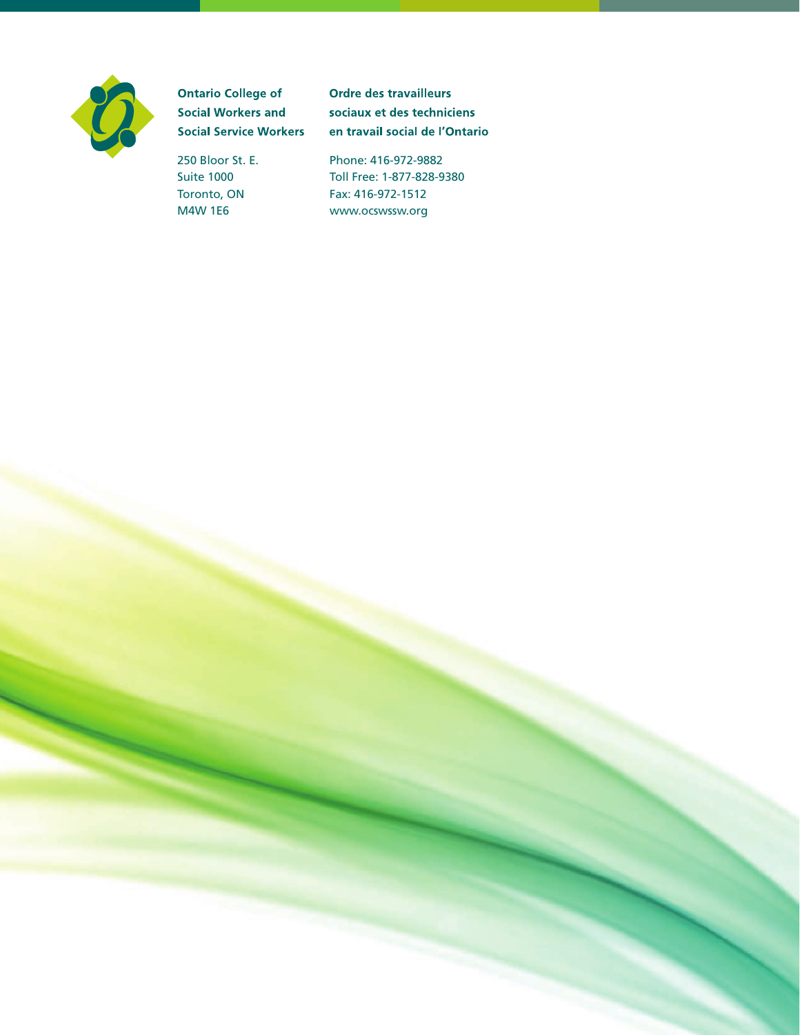**Ontario College of Social Workers and Social Service Workers**

250 Bloor St. E.
Suite 1000
Toronto, ON
M4W 1E6

**Ordre des travailleurs sociaux et des techniciens en travail social de l'Ontario**

Phone: 416-972-9882
Toll Free: 1-877-828-9380
Fax: 416-972-1512
www.ocswssw.org